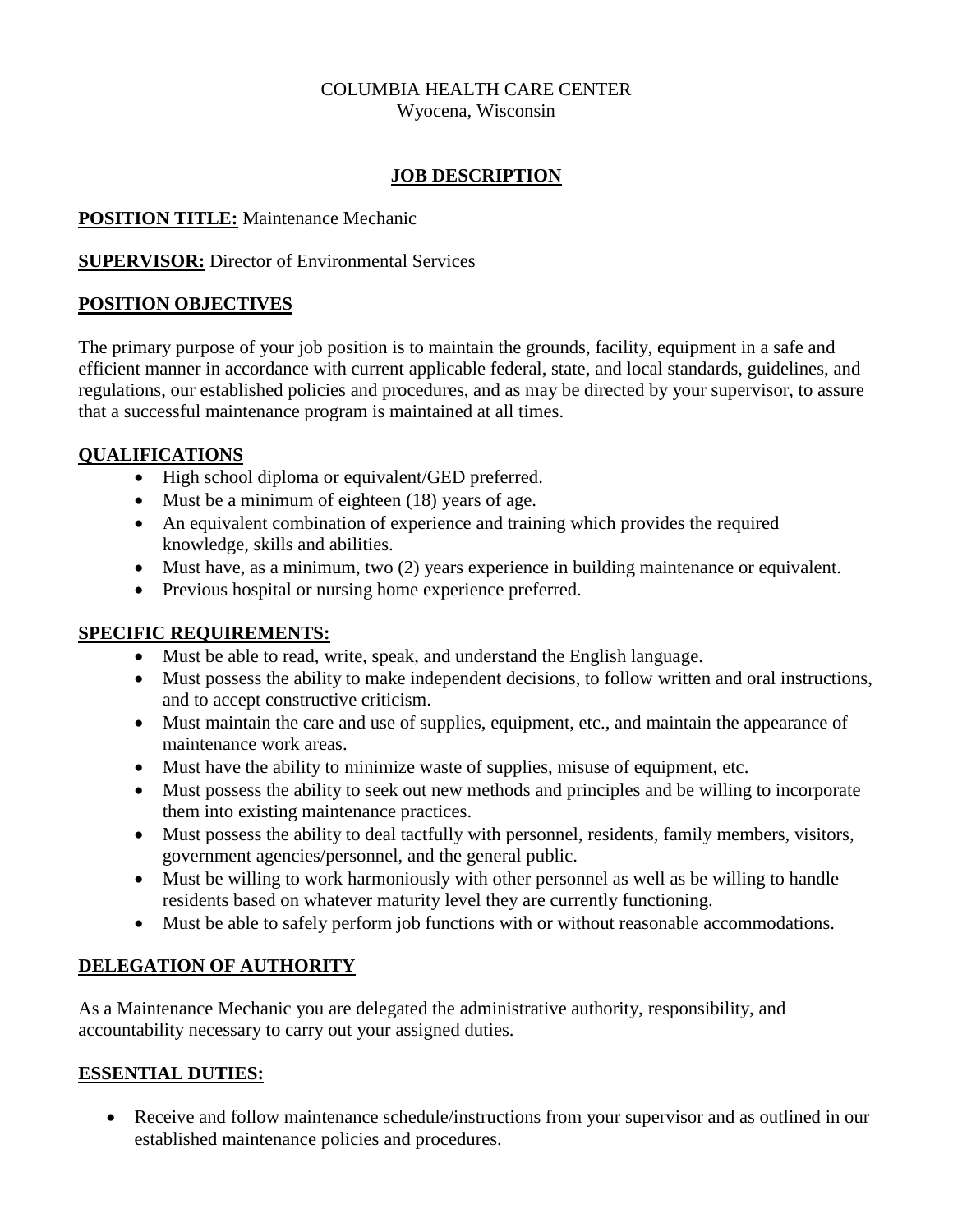COLUMBIA HEALTH CARE CENTER
Wyocena, Wisconsin

# JOB DESCRIPTION

**POSITION TITLE:** Maintenance Mechanic

**SUPERVISOR:** Director of Environmental Services

## POSITION OBJECTIVES

The primary purpose of your job position is to maintain the grounds, facility, equipment in a safe and efficient manner in accordance with current applicable federal, state, and local standards, guidelines, and regulations, our established policies and procedures, and as may be directed by your supervisor, to assure that a successful maintenance program is maintained at all times.

## QUALIFICATIONS

- High school diploma or equivalent/GED preferred.
- Must be a minimum of eighteen (18) years of age.
- An equivalent combination of experience and training which provides the required knowledge, skills and abilities.
- Must have, as a minimum, two (2) years experience in building maintenance or equivalent.
- Previous hospital or nursing home experience preferred.

## SPECIFIC REQUIREMENTS:

- Must be able to read, write, speak, and understand the English language.
- Must possess the ability to make independent decisions, to follow written and oral instructions, and to accept constructive criticism.
- Must maintain the care and use of supplies, equipment, etc., and maintain the appearance of maintenance work areas.
- Must have the ability to minimize waste of supplies, misuse of equipment, etc.
- Must possess the ability to seek out new methods and principles and be willing to incorporate them into existing maintenance practices.
- Must possess the ability to deal tactfully with personnel, residents, family members, visitors, government agencies/personnel, and the general public.
- Must be willing to work harmoniously with other personnel as well as be willing to handle residents based on whatever maturity level they are currently functioning.
- Must be able to safely perform job functions with or without reasonable accommodations.

## DELEGATION OF AUTHORITY

As a Maintenance Mechanic you are delegated the administrative authority, responsibility, and accountability necessary to carry out your assigned duties.

## ESSENTIAL DUTIES:

- Receive and follow maintenance schedule/instructions from your supervisor and as outlined in our established maintenance policies and procedures.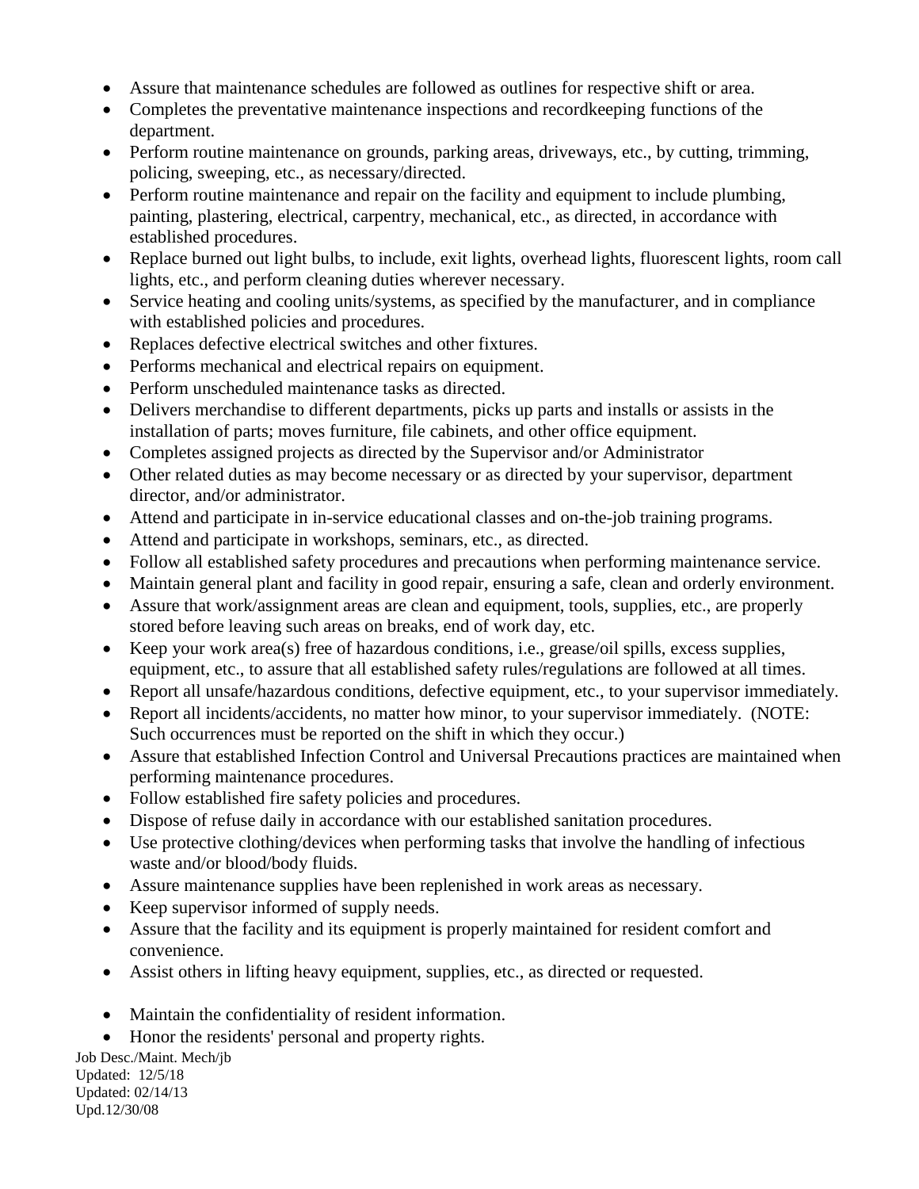- Assure that maintenance schedules are followed as outlines for respective shift or area.
- Completes the preventative maintenance inspections and recordkeeping functions of the department.
- Perform routine maintenance on grounds, parking areas, driveways, etc., by cutting, trimming, policing, sweeping, etc., as necessary/directed.
- Perform routine maintenance and repair on the facility and equipment to include plumbing, painting, plastering, electrical, carpentry, mechanical, etc., as directed, in accordance with established procedures.
- Replace burned out light bulbs, to include, exit lights, overhead lights, fluorescent lights, room call lights, etc., and perform cleaning duties wherever necessary.
- Service heating and cooling units/systems, as specified by the manufacturer, and in compliance with established policies and procedures.
- Replaces defective electrical switches and other fixtures.
- Performs mechanical and electrical repairs on equipment.
- Perform unscheduled maintenance tasks as directed.
- Delivers merchandise to different departments, picks up parts and installs or assists in the installation of parts; moves furniture, file cabinets, and other office equipment.
- Completes assigned projects as directed by the Supervisor and/or Administrator
- Other related duties as may become necessary or as directed by your supervisor, department director, and/or administrator.
- Attend and participate in in-service educational classes and on-the-job training programs.
- Attend and participate in workshops, seminars, etc., as directed.
- Follow all established safety procedures and precautions when performing maintenance service.
- Maintain general plant and facility in good repair, ensuring a safe, clean and orderly environment.
- Assure that work/assignment areas are clean and equipment, tools, supplies, etc., are properly stored before leaving such areas on breaks, end of work day, etc.
- Keep your work area(s) free of hazardous conditions, i.e., grease/oil spills, excess supplies, equipment, etc., to assure that all established safety rules/regulations are followed at all times.
- Report all unsafe/hazardous conditions, defective equipment, etc., to your supervisor immediately.
- Report all incidents/accidents, no matter how minor, to your supervisor immediately. (NOTE: Such occurrences must be reported on the shift in which they occur.)
- Assure that established Infection Control and Universal Precautions practices are maintained when performing maintenance procedures.
- Follow established fire safety policies and procedures.
- Dispose of refuse daily in accordance with our established sanitation procedures.
- Use protective clothing/devices when performing tasks that involve the handling of infectious waste and/or blood/body fluids.
- Assure maintenance supplies have been replenished in work areas as necessary.
- Keep supervisor informed of supply needs.
- Assure that the facility and its equipment is properly maintained for resident comfort and convenience.
- Assist others in lifting heavy equipment, supplies, etc., as directed or requested.
- Maintain the confidentiality of resident information.
- Honor the residents' personal and property rights.

Job Desc./Maint. Mech/jb
Updated: 12/5/18
Updated: 02/14/13
Upd.12/30/08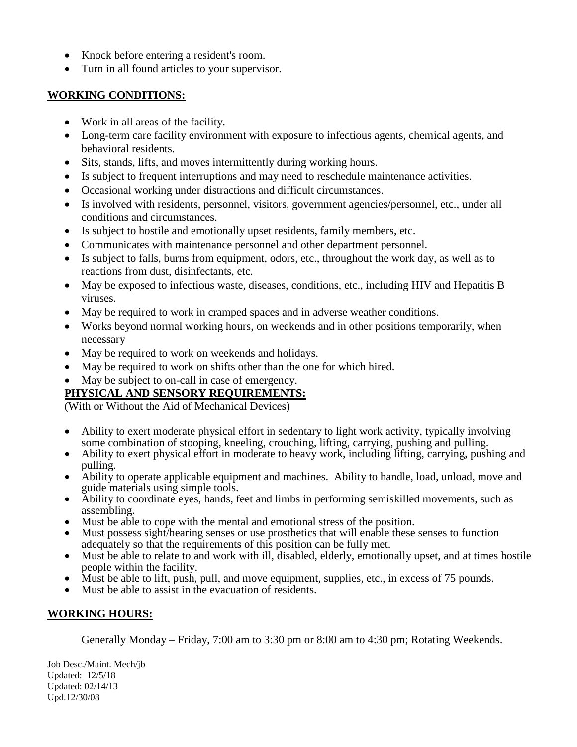- Knock before entering a resident's room.
- Turn in all found articles to your supervisor.

## WORKING CONDITIONS:

- Work in all areas of the facility.
- Long-term care facility environment with exposure to infectious agents, chemical agents, and behavioral residents.
- Sits, stands, lifts, and moves intermittently during working hours.
- Is subject to frequent interruptions and may need to reschedule maintenance activities.
- Occasional working under distractions and difficult circumstances.
- Is involved with residents, personnel, visitors, government agencies/personnel, etc., under all conditions and circumstances.
- Is subject to hostile and emotionally upset residents, family members, etc.
- Communicates with maintenance personnel and other department personnel.
- Is subject to falls, burns from equipment, odors, etc., throughout the work day, as well as to reactions from dust, disinfectants, etc.
- May be exposed to infectious waste, diseases, conditions, etc., including HIV and Hepatitis B viruses.
- May be required to work in cramped spaces and in adverse weather conditions.
- Works beyond normal working hours, on weekends and in other positions temporarily, when necessary
- May be required to work on weekends and holidays.
- May be required to work on shifts other than the one for which hired.
- May be subject to on-call in case of emergency.

## PHYSICAL AND SENSORY REQUIREMENTS:

(With or Without the Aid of Mechanical Devices)

- Ability to exert moderate physical effort in sedentary to light work activity, typically involving some combination of stooping, kneeling, crouching, lifting, carrying, pushing and pulling.
- Ability to exert physical effort in moderate to heavy work, including lifting, carrying, pushing and pulling.
- Ability to operate applicable equipment and machines. Ability to handle, load, unload, move and guide materials using simple tools.
- Ability to coordinate eyes, hands, feet and limbs in performing semiskilled movements, such as assembling.
- Must be able to cope with the mental and emotional stress of the position.
- Must possess sight/hearing senses or use prosthetics that will enable these senses to function adequately so that the requirements of this position can be fully met.
- Must be able to relate to and work with ill, disabled, elderly, emotionally upset, and at times hostile people within the facility.
- Must be able to lift, push, pull, and move equipment, supplies, etc., in excess of 75 pounds.
- Must be able to assist in the evacuation of residents.

## WORKING HOURS:

Generally Monday – Friday, 7:00 am to 3:30 pm or 8:00 am to 4:30 pm; Rotating Weekends.

Job Desc./Maint. Mech/jb
Updated: 12/5/18
Updated: 02/14/13
Upd.12/30/08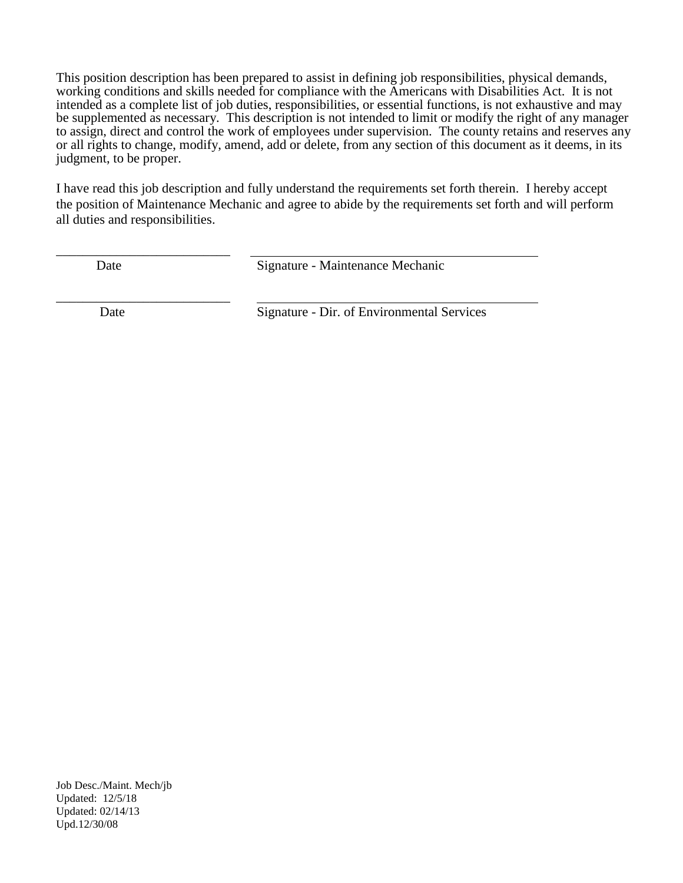This position description has been prepared to assist in defining job responsibilities, physical demands, working conditions and skills needed for compliance with the Americans with Disabilities Act. It is not intended as a complete list of job duties, responsibilities, or essential functions, is not exhaustive and may be supplemented as necessary. This description is not intended to limit or modify the right of any manager to assign, direct and control the work of employees under supervision. The county retains and reserves any or all rights to change, modify, amend, add or delete, from any section of this document as it deems, in its judgment, to be proper.

I have read this job description and fully understand the requirements set forth therein. I hereby accept the position of Maintenance Mechanic and agree to abide by the requirements set forth and will perform all duties and responsibilities.

_____________________________ _____________________________________________

Date Signature - Maintenance Mechanic

_____________________________ _____________________________________________

Date Signature - Dir. of Environmental Services

Job Desc./Maint. Mech/jb
Updated: 12/5/18
Updated: 02/14/13
Upd.12/30/08